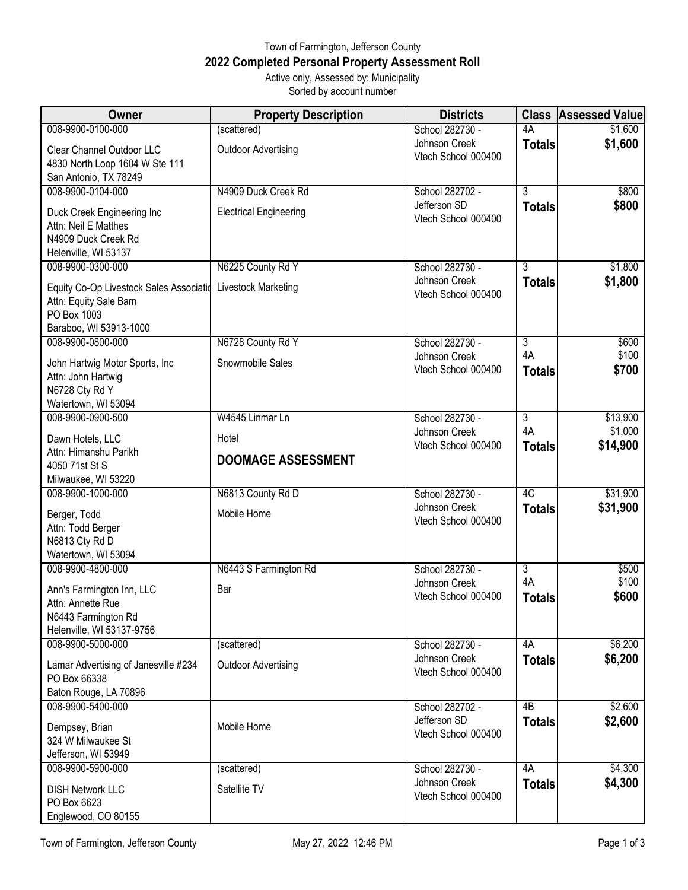Town of Farmington, Jefferson County

# 2022 Completed Personal Property Assessment Roll

Active only, Assessed by: Municipality

Sorted by account number

| Owner | Property Description | Districts | Class | Assessed Value |
|---|---|---|---|---|
| 008-9900-0100-000<br>Clear Channel Outdoor LLC<br>4830 North Loop 1604 W Ste 111<br>San Antonio, TX 78249 | (scattered)<br>Outdoor Advertising | School 282730 - Johnson Creek<br>Vtech School 000400 | 4A<br>**Totals** | $1,600<br>**$1,600** |
| 008-9900-0104-000<br>Duck Creek Engineering Inc<br>Attn: Neil E Matthes<br>N4909 Duck Creek Rd<br>Helenville, WI 53137 | N4909 Duck Creek Rd<br>Electrical Engineering | School 282702 - Jefferson SD<br>Vtech School 000400 | 3<br>**Totals** | $800<br>**$800** |
| 008-9900-0300-000<br>Equity Co-Op Livestock Sales Associatio<br>Attn: Equity Sale Barn<br>PO Box 1003<br>Baraboo, WI 53913-1000 | N6225 County Rd Y<br>Livestock Marketing | School 282730 - Johnson Creek<br>Vtech School 000400 | 3<br>**Totals** | $1,800<br>**$1,800** |
| 008-9900-0800-000<br>John Hartwig Motor Sports, Inc<br>Attn: John Hartwig<br>N6728 Cty Rd Y<br>Watertown, WI 53094 | N6728 County Rd Y<br>Snowmobile Sales | School 282730 - Johnson Creek<br>Vtech School 000400 | 3<br>4A<br>**Totals** | $600<br>$100<br>**$700** |
| 008-9900-0900-500<br>Dawn Hotels, LLC<br>Attn: Himanshu Parikh<br>4050 71st St S<br>Milwaukee, WI 53220 | W4545 Linmar Ln<br>Hotel<br>**DOOMAGE ASSESSMENT** | School 282730 - Johnson Creek<br>Vtech School 000400 | 3<br>4A<br>**Totals** | $13,900<br>$1,000<br>**$14,900** |
| 008-9900-1000-000<br>Berger, Todd<br>Attn: Todd Berger<br>N6813 Cty Rd D<br>Watertown, WI 53094 | N6813 County Rd D<br>Mobile Home | School 282730 - Johnson Creek<br>Vtech School 000400 | 4C<br>**Totals** | $31,900<br>**$31,900** |
| 008-9900-4800-000<br>Ann's Farmington Inn, LLC<br>Attn: Annette Rue<br>N6443 Farmington Rd<br>Helenville, WI 53137-9756 | N6443 S Farmington Rd<br>Bar | School 282730 - Johnson Creek<br>Vtech School 000400 | 3<br>4A<br>**Totals** | $500<br>$100<br>**$600** |
| 008-9900-5000-000<br>Lamar Advertising of Janesville #234<br>PO Box 66338<br>Baton Rouge, LA 70896 | (scattered)<br>Outdoor Advertising | School 282730 - Johnson Creek<br>Vtech School 000400 | 4A<br>**Totals** | $6,200<br>**$6,200** |
| 008-9900-5400-000<br>Dempsey, Brian<br>324 W Milwaukee St<br>Jefferson, WI 53949 | Mobile Home | School 282702 - Jefferson SD<br>Vtech School 000400 | 4B<br>**Totals** | $2,600<br>**$2,600** |
| 008-9900-5900-000<br>DISH Network LLC<br>PO Box 6623<br>Englewood, CO 80155 | (scattered)<br>Satellite TV | School 282730 - Johnson Creek<br>Vtech School 000400 | 4A<br>**Totals** | $4,300<br>**$4,300** |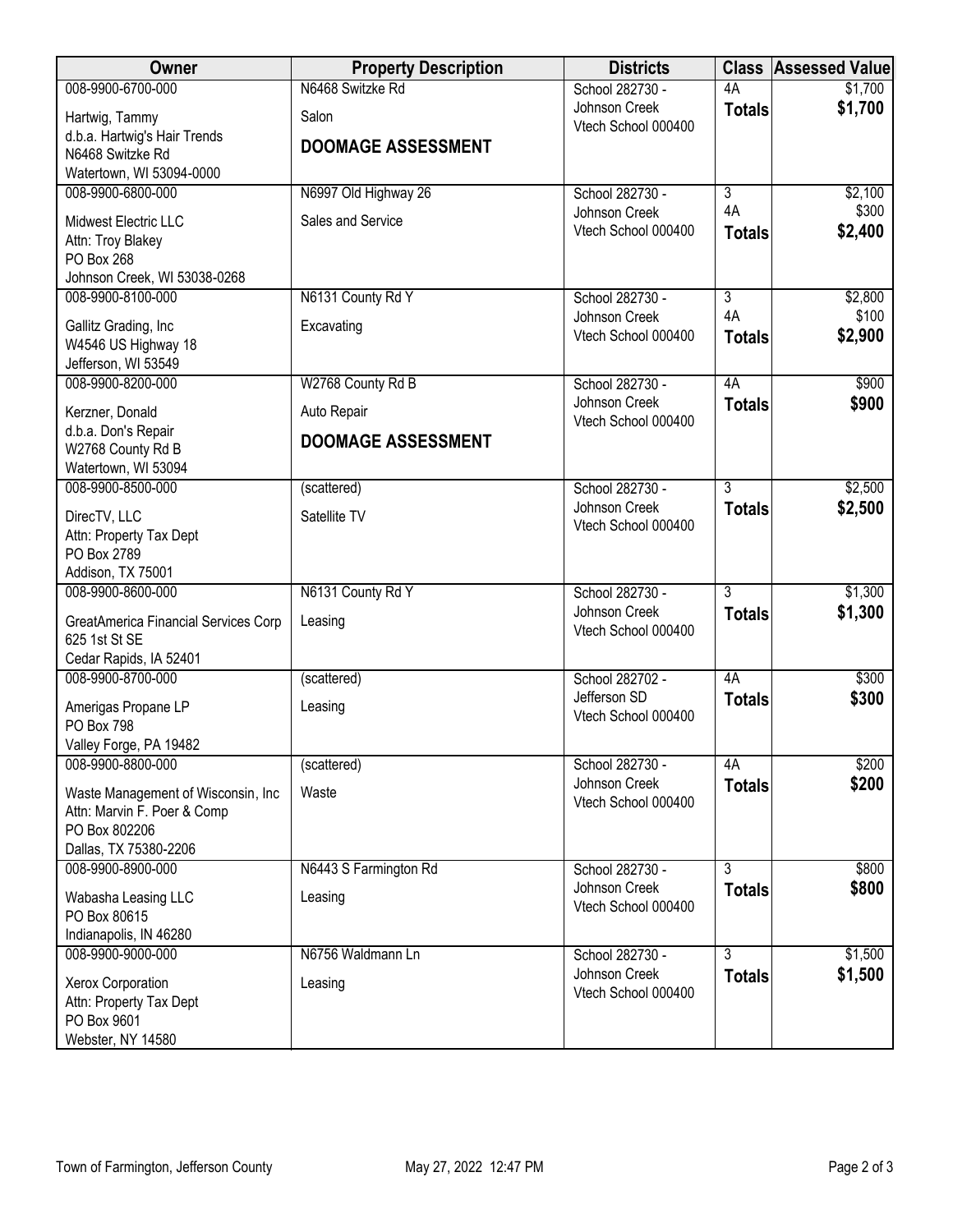| Owner | Property Description | Districts | Class | Assessed Value |
|---|---|---|---|---|
| 008-9900-6700-000<br>Hartwig, Tammy<br>d.b.a. Hartwig's Hair Trends<br>N6468 Switzke Rd<br>Watertown, WI 53094-0000 | N6468 Switzke Rd<br>Salon<br>**DOOMAGE ASSESSMENT** | School 282730 - Johnson Creek<br>Vtech School 000400 | 4A<br>**Totals** | $1,700<br>**$1,700** |
| 008-9900-6800-000<br>Midwest Electric LLC<br>Attn: Troy Blakey<br>PO Box 268<br>Johnson Creek, WI 53038-0268 | N6997 Old Highway 26<br>Sales and Service | School 282730 - Johnson Creek<br>Vtech School 000400 | 3<br>4A<br>**Totals** | $2,100<br>$300<br>**$2,400** |
| 008-9900-8100-000<br>Gallitz Grading, Inc<br>W4546 US Highway 18<br>Jefferson, WI 53549 | N6131 County Rd Y<br>Excavating | School 282730 - Johnson Creek<br>Vtech School 000400 | 3<br>4A<br>**Totals** | $2,800<br>$100<br>**$2,900** |
| 008-9900-8200-000<br>Kerzner, Donald<br>d.b.a. Don's Repair<br>W2768 County Rd B<br>Watertown, WI 53094 | W2768 County Rd B<br>Auto Repair<br>**DOOMAGE ASSESSMENT** | School 282730 - Johnson Creek<br>Vtech School 000400 | 4A<br>**Totals** | $900<br>**$900** |
| 008-9900-8500-000<br>DirecTV, LLC<br>Attn: Property Tax Dept<br>PO Box 2789<br>Addison, TX 75001 | (scattered)<br>Satellite TV | School 282730 - Johnson Creek<br>Vtech School 000400 | 3<br>**Totals** | $2,500<br>**$2,500** |
| 008-9900-8600-000<br>GreatAmerica Financial Services Corp<br>625 1st St SE<br>Cedar Rapids, IA 52401 | N6131 County Rd Y<br>Leasing | School 282730 - Johnson Creek<br>Vtech School 000400 | 3<br>**Totals** | $1,300<br>**$1,300** |
| 008-9900-8700-000<br>Amerigas Propane LP<br>PO Box 798<br>Valley Forge, PA 19482 | (scattered)<br>Leasing | School 282702 - Jefferson SD<br>Vtech School 000400 | 4A<br>**Totals** | $300<br>**$300** |
| 008-9900-8800-000<br>Waste Management of Wisconsin, Inc<br>Attn: Marvin F. Poer & Comp<br>PO Box 802206<br>Dallas, TX 75380-2206 | (scattered)<br>Waste | School 282730 - Johnson Creek<br>Vtech School 000400 | 4A<br>**Totals** | $200<br>**$200** |
| 008-9900-8900-000<br>Wabasha Leasing LLC<br>PO Box 80615<br>Indianapolis, IN 46280 | N6443 S Farmington Rd<br>Leasing | School 282730 - Johnson Creek<br>Vtech School 000400 | 3<br>**Totals** | $800<br>**$800** |
| 008-9900-9000-000<br>Xerox Corporation<br>Attn: Property Tax Dept<br>PO Box 9601<br>Webster, NY 14580 | N6756 Waldmann Ln<br>Leasing | School 282730 - Johnson Creek<br>Vtech School 000400 | 3<br>**Totals** | $1,500<br>**$1,500** |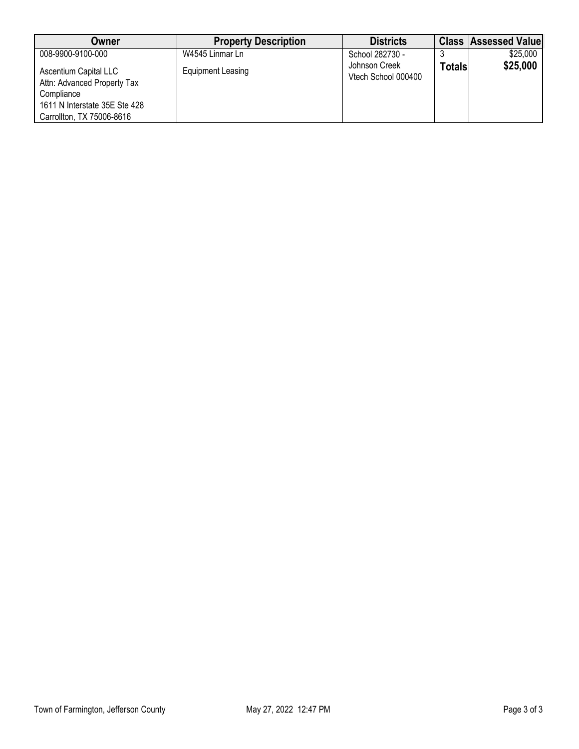| Owner | Property Description | Districts | Class | Assessed Value |
| --- | --- | --- | --- | --- |
| 008-9900-9100-000<br>Ascentium Capital LLC<br>Attn: Advanced Property Tax Compliance<br>1611 N Interstate 35E Ste 428<br>Carrollton, TX 75006-8616 | W4545 Linmar Ln<br>Equipment Leasing | School 282730 - Johnson Creek<br>Vtech School 000400 | 3<br>**Totals** | $25,000<br>**$25,000** |

Town of Farmington, Jefferson County May 27, 2022 12:47 PM